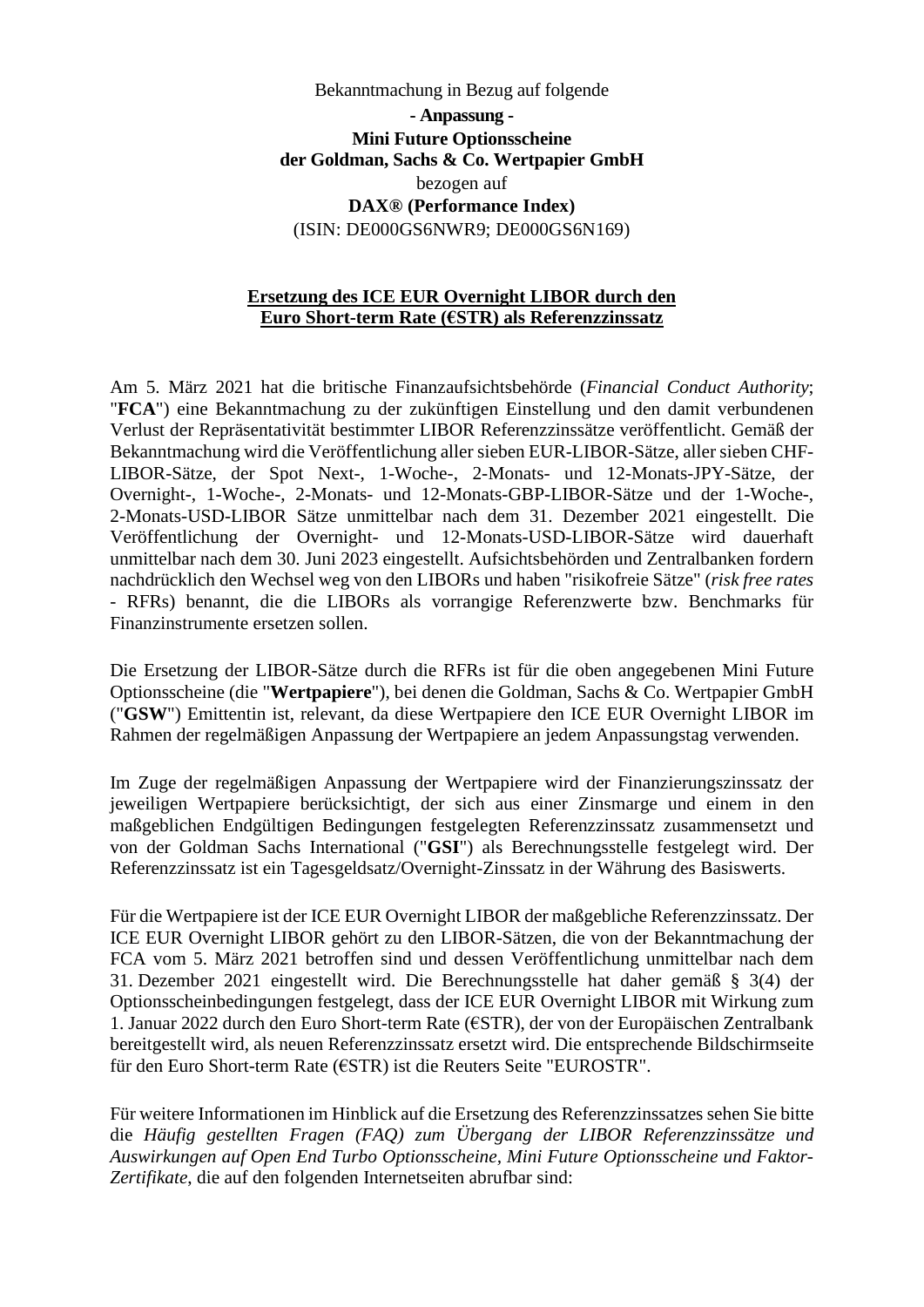Bekanntmachung in Bezug auf folgende

**- Anpassung -**

**Mini Future Optionsscheine**

**der Goldman, Sachs & Co. Wertpapier GmbH**

bezogen auf

**DAX® (Performance Index)**

(ISIN: DE000GS6NWR9; DE000GS6N169)

## Ersetzung des ICE EUR Overnight LIBOR durch den Euro Short-term Rate (€STR) als Referenzzinssatz

Am 5. März 2021 hat die britische Finanzaufsichtsbehörde (*Financial Conduct Authority*; "**FCA**") eine Bekanntmachung zu der zukünftigen Einstellung und den damit verbundenen Verlust der Repräsentativität bestimmter LIBOR Referenzzinssätze veröffentlicht. Gemäß der Bekanntmachung wird die Veröffentlichung aller sieben EUR-LIBOR-Sätze, aller sieben CHF-LIBOR-Sätze, der Spot Next-, 1-Woche-, 2-Monats- und 12-Monats-JPY-Sätze, der Overnight-, 1-Woche-, 2-Monats- und 12-Monats-GBP-LIBOR-Sätze und der 1-Woche-, 2-Monats-USD-LIBOR Sätze unmittelbar nach dem 31. Dezember 2021 eingestellt. Die Veröffentlichung der Overnight- und 12-Monats-USD-LIBOR-Sätze wird dauerhaft unmittelbar nach dem 30. Juni 2023 eingestellt. Aufsichtsbehörden und Zentralbanken fordern nachdrücklich den Wechsel weg von den LIBORs und haben "risikofreie Sätze" (*risk free rates* - RFRs) benannt, die die LIBORs als vorrangige Referenzwerte bzw. Benchmarks für Finanzinstrumente ersetzen sollen.

Die Ersetzung der LIBOR-Sätze durch die RFRs ist für die oben angegebenen Mini Future Optionsscheine (die "**Wertpapiere**"), bei denen die Goldman, Sachs & Co. Wertpapier GmbH ("**GSW**") Emittentin ist, relevant, da diese Wertpapiere den ICE EUR Overnight LIBOR im Rahmen der regelmäßigen Anpassung der Wertpapiere an jedem Anpassungstag verwenden.

Im Zuge der regelmäßigen Anpassung der Wertpapiere wird der Finanzierungszinssatz der jeweiligen Wertpapiere berücksichtigt, der sich aus einer Zinsmarge und einem in den maßgeblichen Endgültigen Bedingungen festgelegten Referenzzinssatz zusammensetzt und von der Goldman Sachs International ("**GSI**") als Berechnungsstelle festgelegt wird. Der Referenzzinssatz ist ein Tagesgeldsatz/Overnight-Zinssatz in der Währung des Basiswerts.

Für die Wertpapiere ist der ICE EUR Overnight LIBOR der maßgebliche Referenzzinssatz. Der ICE EUR Overnight LIBOR gehört zu den LIBOR-Sätzen, die von der Bekanntmachung der FCA vom 5. März 2021 betroffen sind und dessen Veröffentlichung unmittelbar nach dem 31. Dezember 2021 eingestellt wird. Die Berechnungsstelle hat daher gemäß § 3(4) der Optionsscheinbedingungen festgelegt, dass der ICE EUR Overnight LIBOR mit Wirkung zum 1. Januar 2022 durch den Euro Short-term Rate (€STR), der von der Europäischen Zentralbank bereitgestellt wird, als neuen Referenzzinssatz ersetzt wird. Die entsprechende Bildschirmseite für den Euro Short-term Rate (€STR) ist die Reuters Seite "EUROSTR".

Für weitere Informationen im Hinblick auf die Ersetzung des Referenzzinssatzes sehen Sie bitte die *Häufig gestellten Fragen (FAQ) zum Übergang der LIBOR Referenzzinssätze und Auswirkungen auf Open End Turbo Optionsscheine, Mini Future Optionsscheine und Faktor-Zertifikate*, die auf den folgenden Internetseiten abrufbar sind: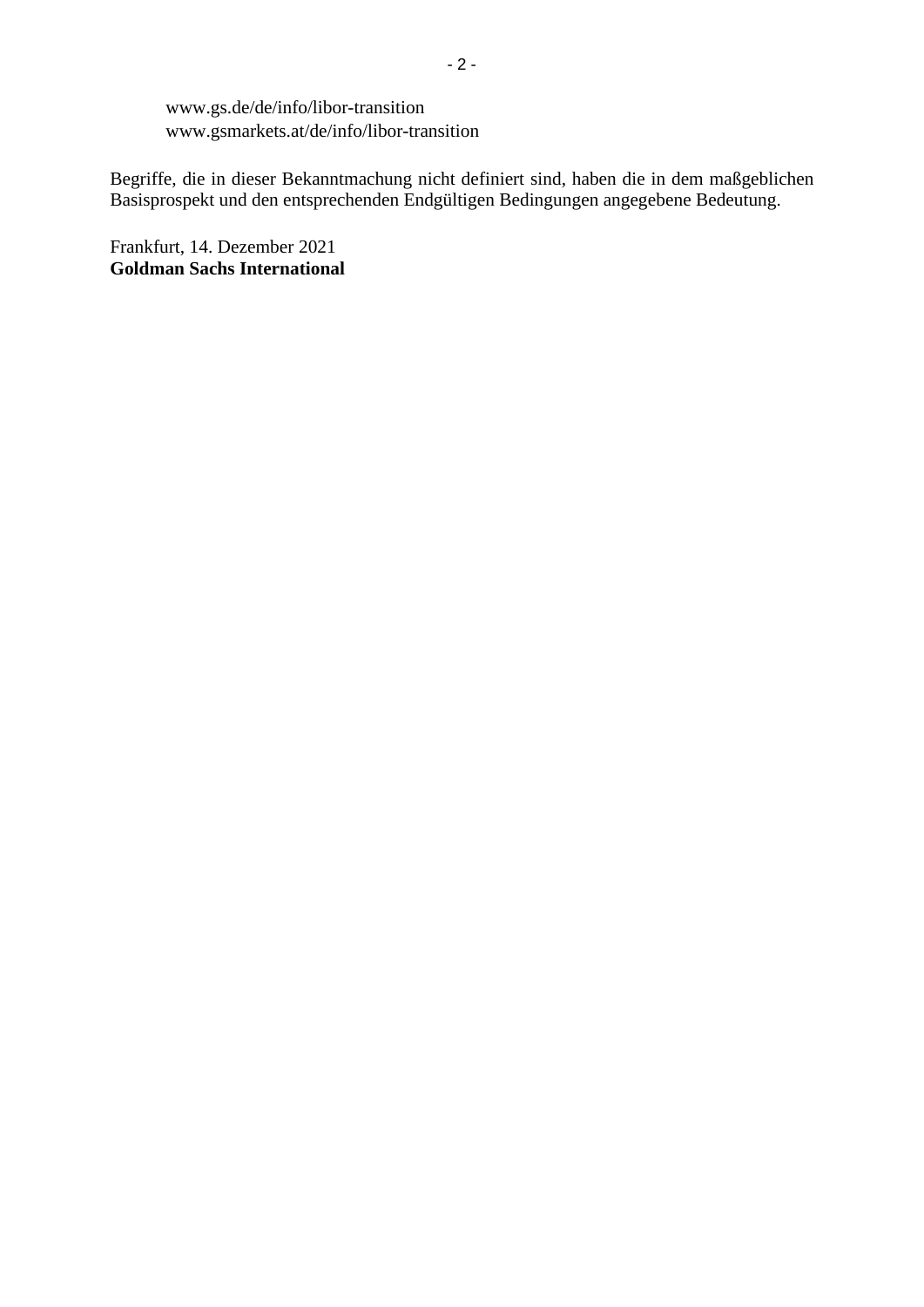www.gs.de/de/info/libor-transition
www.gsmarkets.at/de/info/libor-transition

Begriffe, die in dieser Bekanntmachung nicht definiert sind, haben die in dem maßgeblichen Basisprospekt und den entsprechenden Endgültigen Bedingungen angegebene Bedeutung.

Frankfurt, 14. Dezember 2021
**Goldman Sachs International**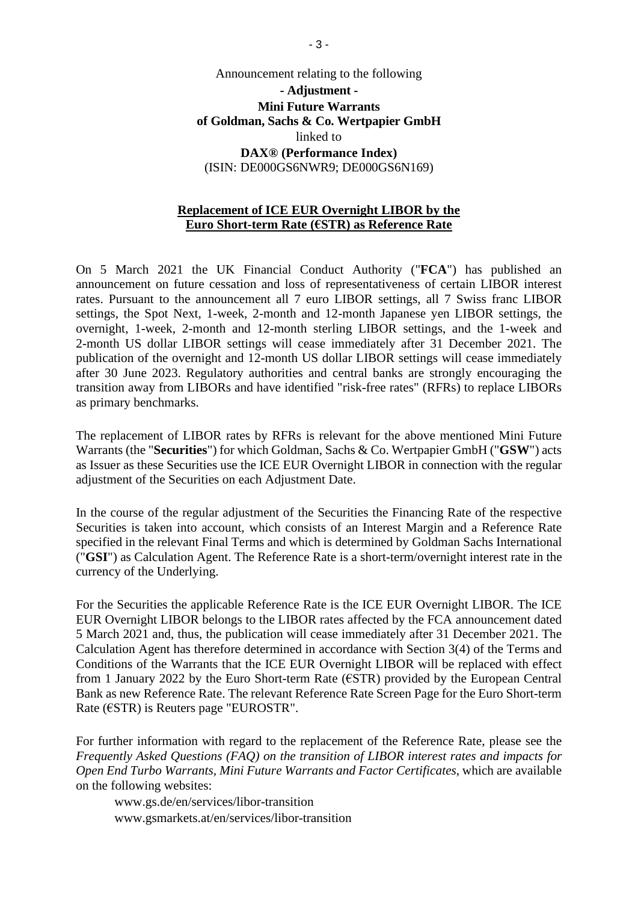Announcement relating to the following

**- Adjustment -**

**Mini Future Warrants**

**of Goldman, Sachs & Co. Wertpapier GmbH**

linked to

**DAX® (Performance Index)**

(ISIN: DE000GS6NWR9; DE000GS6N169)

**Replacement of ICE EUR Overnight LIBOR by the Euro Short-term Rate (€STR) as Reference Rate**

On 5 March 2021 the UK Financial Conduct Authority ("**FCA**") has published an announcement on future cessation and loss of representativeness of certain LIBOR interest rates. Pursuant to the announcement all 7 euro LIBOR settings, all 7 Swiss franc LIBOR settings, the Spot Next, 1-week, 2-month and 12-month Japanese yen LIBOR settings, the overnight, 1-week, 2-month and 12-month sterling LIBOR settings, and the 1-week and 2-month US dollar LIBOR settings will cease immediately after 31 December 2021. The publication of the overnight and 12-month US dollar LIBOR settings will cease immediately after 30 June 2023. Regulatory authorities and central banks are strongly encouraging the transition away from LIBORs and have identified "risk-free rates" (RFRs) to replace LIBORs as primary benchmarks.

The replacement of LIBOR rates by RFRs is relevant for the above mentioned Mini Future Warrants (the "**Securities**") for which Goldman, Sachs & Co. Wertpapier GmbH ("**GSW**") acts as Issuer as these Securities use the ICE EUR Overnight LIBOR in connection with the regular adjustment of the Securities on each Adjustment Date.

In the course of the regular adjustment of the Securities the Financing Rate of the respective Securities is taken into account, which consists of an Interest Margin and a Reference Rate specified in the relevant Final Terms and which is determined by Goldman Sachs International ("**GSI**") as Calculation Agent. The Reference Rate is a short-term/overnight interest rate in the currency of the Underlying.

For the Securities the applicable Reference Rate is the ICE EUR Overnight LIBOR. The ICE EUR Overnight LIBOR belongs to the LIBOR rates affected by the FCA announcement dated 5 March 2021 and, thus, the publication will cease immediately after 31 December 2021. The Calculation Agent has therefore determined in accordance with Section 3(4) of the Terms and Conditions of the Warrants that the ICE EUR Overnight LIBOR will be replaced with effect from 1 January 2022 by the Euro Short-term Rate (€STR) provided by the European Central Bank as new Reference Rate. The relevant Reference Rate Screen Page for the Euro Short-term Rate (€STR) is Reuters page "EUROSTR".

For further information with regard to the replacement of the Reference Rate, please see the *Frequently Asked Questions (FAQ) on the transition of LIBOR interest rates and impacts for Open End Turbo Warrants, Mini Future Warrants and Factor Certificates*, which are available on the following websites:

www.gs.de/en/services/libor-transition
www.gsmarkets.at/en/services/libor-transition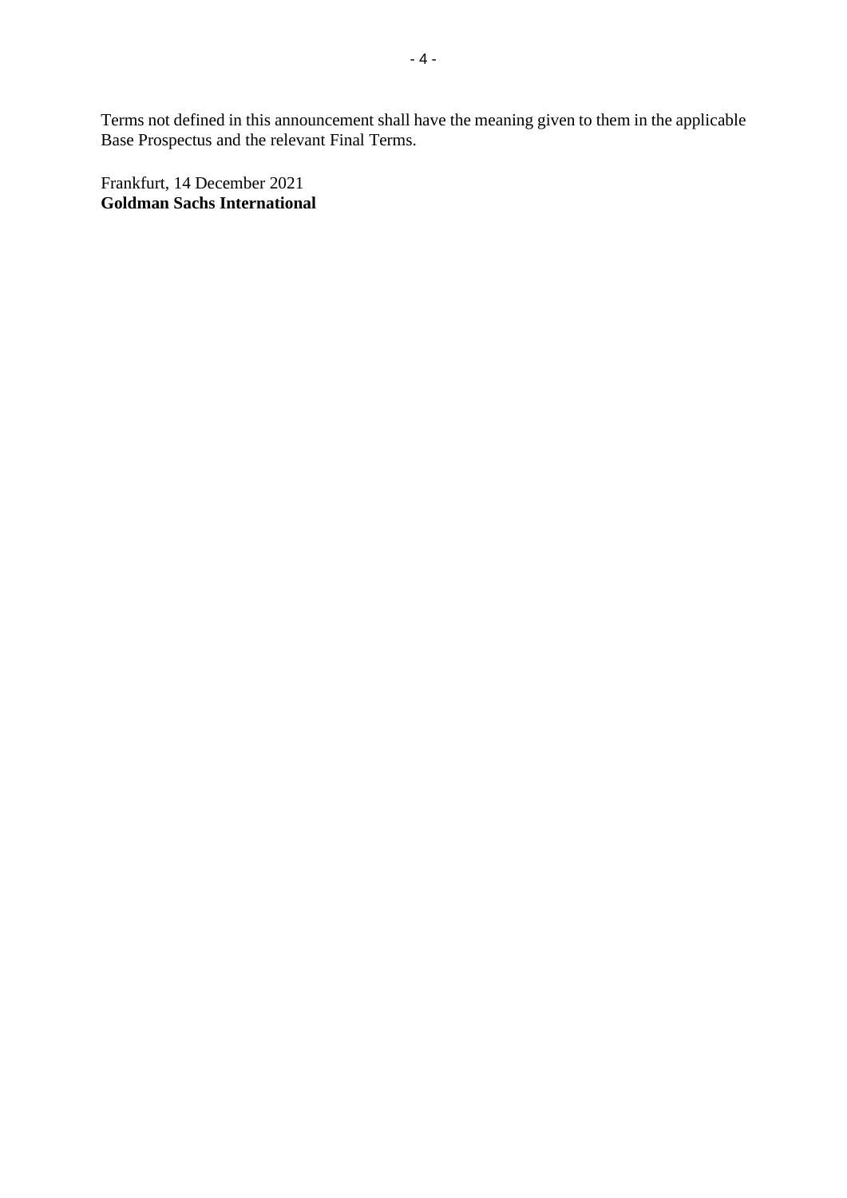Terms not defined in this announcement shall have the meaning given to them in the applicable Base Prospectus and the relevant Final Terms.

Frankfurt, 14 December 2021
**Goldman Sachs International**